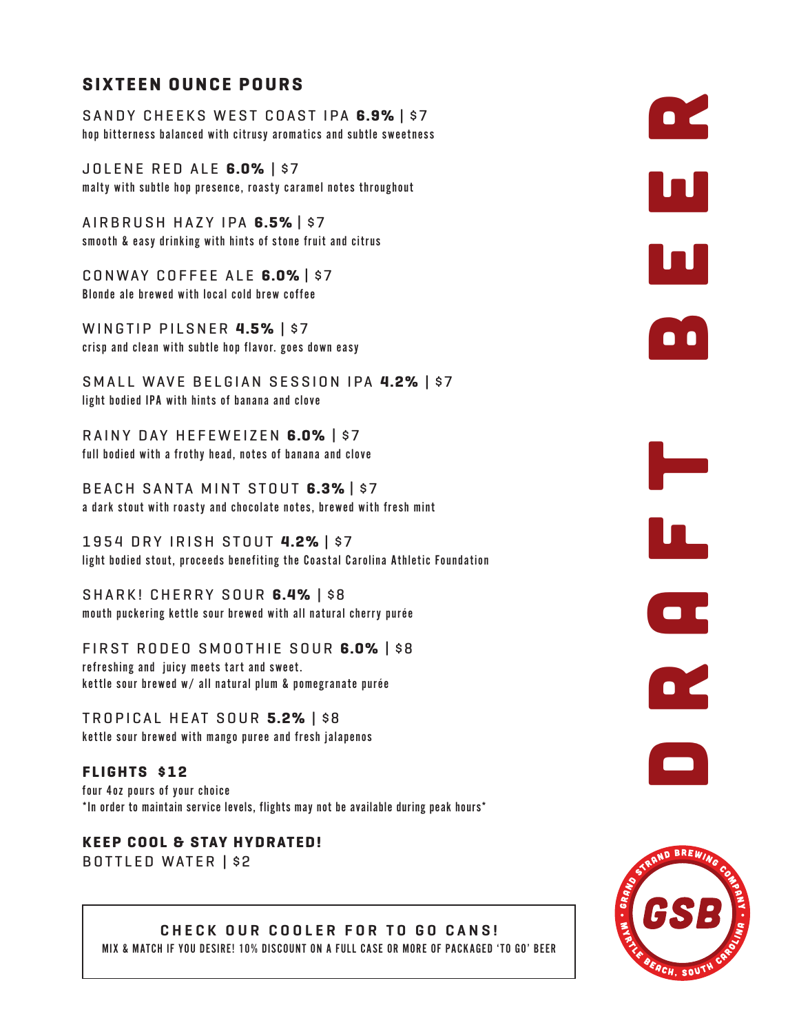# DRAFT BEER

## SIXTEEN OUNCE POURS

SANDY CHEEKS WEST COAST IPA **6.9%** | $7
hop bitterness balanced with citrusy aromatics and subtle sweetness

JOLENE RED ALE **6.0%** | $7
malty with subtle hop presence, roasty caramel notes throughout

AIRBRUSH HAZY IPA **6.5%** | $7
smooth & easy drinking with hints of stone fruit and citrus

CONWAY COFFEE ALE **6.0%** | $7
Blonde ale brewed with local cold brew coffee

WINGTIP PILSNER **4.5%** | $7
crisp and clean with subtle hop flavor. goes down easy

SMALL WAVE BELGIAN SESSION IPA **4.2%** | $7
light bodied IPA with hints of banana and clove

RAINY DAY HEFEWEIZEN **6.0%** | $7
full bodied with a frothy head, notes of banana and clove

BEACH SANTA MINT STOUT **6.3%** | $7
a dark stout with roasty and chocolate notes, brewed with fresh mint

1954 DRY IRISH STOUT **4.2%** | $7
light bodied stout, proceeds benefiting the Coastal Carolina Athletic Foundation

SHARK! CHERRY SOUR **6.4%** | $8
mouth puckering kettle sour brewed with all natural cherry purée

FIRST RODEO SMOOTHIE SOUR **6.0%** | $8
refreshing and juicy meets tart and sweet.
kettle sour brewed w/ all natural plum & pomegranate purée

TROPICAL HEAT SOUR **5.2%** | $8
kettle sour brewed with mango puree and fresh jalapenos

**FLIGHTS $12**
four 4oz pours of your choice
*In order to maintain service levels, flights may not be available during peak hours*

**KEEP COOL & STAY HYDRATED!**
BOTTLED WATER | $2

**CHECK OUR COOLER FOR TO GO CANS!**
MIX & MATCH IF YOU DESIRE! 10% DISCOUNT ON A FULL CASE OR MORE OF PACKAGED 'TO GO' BEER

GSB — GRAND STRAND BREWING COMPANY • MYRTLE BEACH, SOUTH CAROLINA •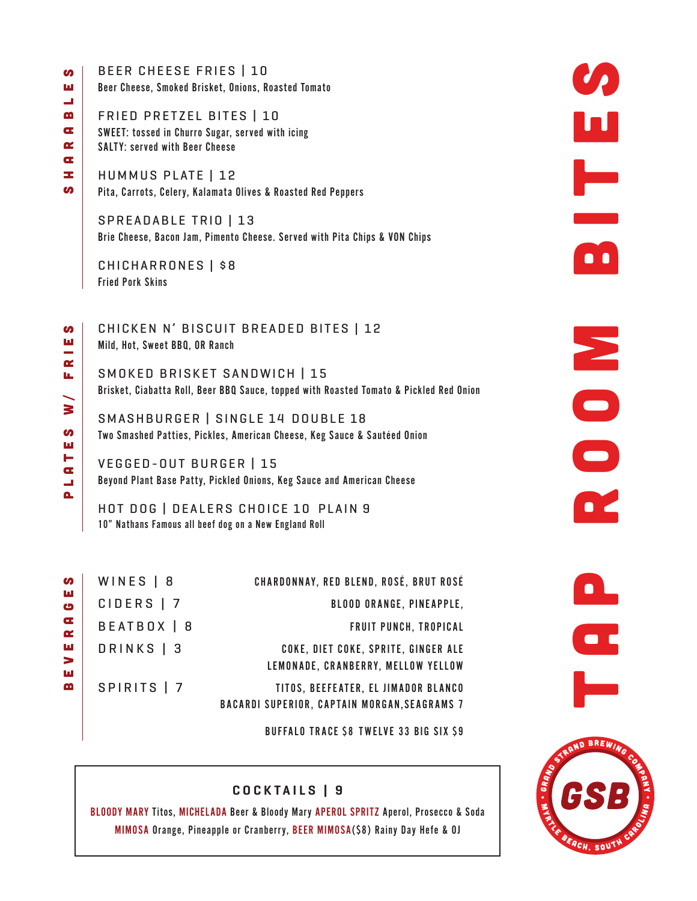# TAP ROOM BITES

## SHARABLES

**BEER CHEESE FRIES | 10**
Beer Cheese, Smoked Brisket, Onions, Roasted Tomato

**FRIED PRETZEL BITES | 10**
SWEET: tossed in Churro Sugar, served with icing
SALTY: served with Beer Cheese

**HUMMUS PLATE | 12**
Pita, Carrots, Celery, Kalamata Olives & Roasted Red Peppers

**SPREADABLE TRIO | 13**
Brie Cheese, Bacon Jam, Pimento Cheese. Served with Pita Chips & VON Chips

**CHICHARRONES | $8**
Fried Pork Skins

## PLATES W/ FRIES

**CHICKEN N' BISCUIT BREADED BITES | 12**
Mild, Hot, Sweet BBQ, OR Ranch

**SMOKED BRISKET SANDWICH | 15**
Brisket, Ciabatta Roll, Beer BBQ Sauce, topped with Roasted Tomato & Pickled Red Onion

**SMASHBURGER | SINGLE 14 DOUBLE 18**
Two Smashed Patties, Pickles, American Cheese, Keg Sauce & Sautéed Onion

**VEGGED-OUT BURGER | 15**
Beyond Plant Base Patty, Pickled Onions, Keg Sauce and American Cheese

**HOT DOG | DEALERS CHOICE 10 PLAIN 9**
10" Nathans Famous all beef dog on a New England Roll

## BEVERAGES

| | |
|---|---|
| WINES \| 8 | CHARDONNAY, RED BLEND, ROSÉ, BRUT ROSÉ |
| CIDERS \| 7 | BLOOD ORANGE, PINEAPPLE, |
| BEATBOX \| 8 | FRUIT PUNCH, TROPICAL |
| DRINKS \| 3 | COKE, DIET COKE, SPRITE, GINGER ALE LEMONADE, CRANBERRY, MELLOW YELLOW |
| SPIRITS \| 7 | TITOS, BEEFEATER, EL JIMADOR BLANCO BACARDI SUPERIOR, CAPTAIN MORGAN, SEAGRAMS 7 |
| | BUFFALO TRACE $8 TWELVE 33 BIG SIX $9 |

## COCKTAILS | 9

**BLOODY MARY** Titos, **MICHELADA** Beer & Bloody Mary **APEROL SPRITZ** Aperol, Prosecco & Soda
**MIMOSA** Orange, Pineapple or Cranberry, **BEER MIMOSA**($8) Rainy Day Hefe & OJ

GSB
GRAND STRAND BREWING COMPANY • MYRTLE BEACH, SOUTH CAROLINA